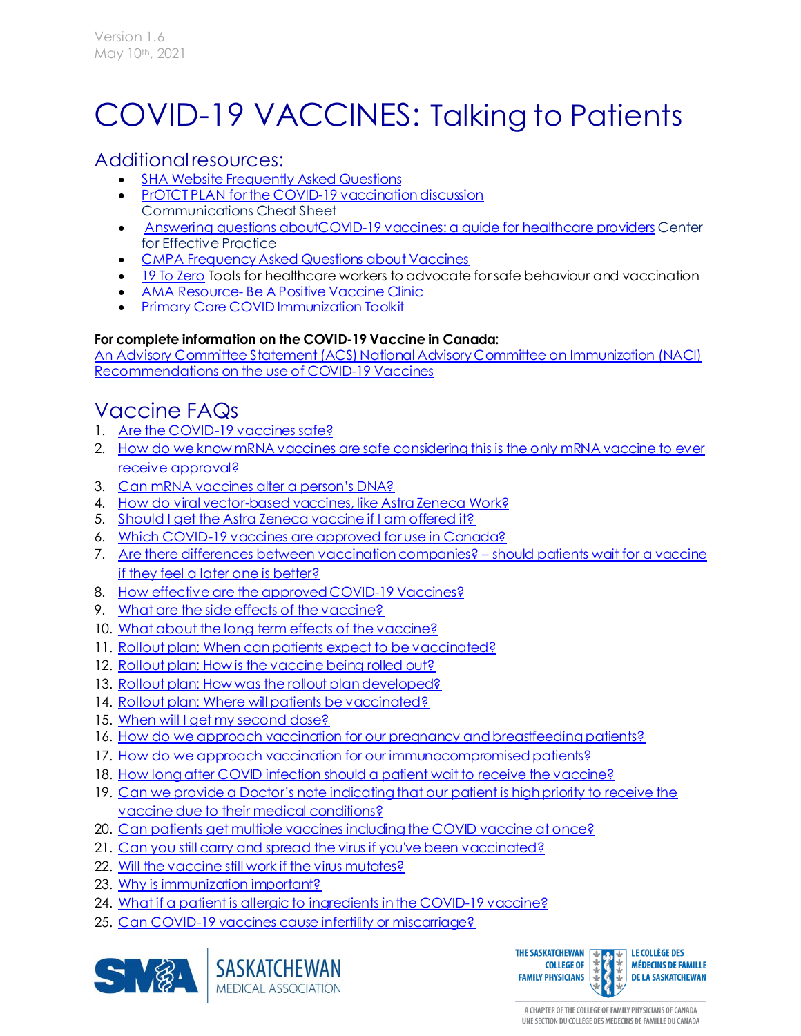Version 1.6
May 10th, 2021

# COVID-19 VACCINES: Talking to Patients

## Additional resources:

- SHA Website Frequently Asked Questions
- PrOTCT PLAN for the COVID-19 vaccination discussion Communications Cheat Sheet
- Answering questions aboutCOVID-19 vaccines: a guide for healthcare providers Center for Effective Practice
- CMPA Frequency Asked Questions about Vaccines
- 19 To Zero Tools for healthcare workers to advocate for safe behaviour and vaccination
- AMA Resource- Be A Positive Vaccine Clinic
- Primary Care COVID Immunization Toolkit

**For complete information on the COVID-19 Vaccine in Canada:**
An Advisory Committee Statement (ACS) National Advisory Committee on Immunization (NACI) Recommendations on the use of COVID-19 Vaccines

## Vaccine FAQs

1. Are the COVID-19 vaccines safe?
2. How do we know mRNA vaccines are safe considering this is the only mRNA vaccine to ever receive approval?
3. Can mRNA vaccines alter a person's DNA?
4. How do viral vector-based vaccines, like Astra Zeneca Work?
5. Should I get the Astra Zeneca vaccine if I am offered it?
6. Which COVID-19 vaccines are approved for use in Canada?
7. Are there differences between vaccination companies? – should patients wait for a vaccine if they feel a later one is better?
8. How effective are the approved COVID-19 Vaccines?
9. What are the side effects of the vaccine?
10. What about the long term effects of the vaccine?
11. Rollout plan: When can patients expect to be vaccinated?
12. Rollout plan: How is the vaccine being rolled out?
13. Rollout plan: How was the rollout plan developed?
14. Rollout plan: Where will patients be vaccinated?
15. When will I get my second dose?
16. How do we approach vaccination for our pregnancy and breastfeeding patients?
17. How do we approach vaccination for our immunocompromised patients?
18. How long after COVID infection should a patient wait to receive the vaccine?
19. Can we provide a Doctor's note indicating that our patient is high priority to receive the vaccine due to their medical conditions?
20. Can patients get multiple vaccines including the COVID vaccine at once?
21. Can you still carry and spread the virus if you've been vaccinated?
22. Will the vaccine still work if the virus mutates?
23. Why is immunization important?
24. What if a patient is allergic to ingredients in the COVID-19 vaccine?
25. Can COVID-19 vaccines cause infertility or miscarriage?

SMA SASKATCHEWAN MEDICAL ASSOCIATION

THE SASKATCHEWAN COLLEGE OF FAMILY PHYSICIANS / LE COLLÈGE DES MÉDECINS DE FAMILLE DE LA SASKATCHEWAN
A CHAPTER OF THE COLLEGE OF FAMILY PHYSICIANS OF CANADA
UNE SECTION DU COLLÈGE DES MÉDECINS DE FAMILLE DU CANADA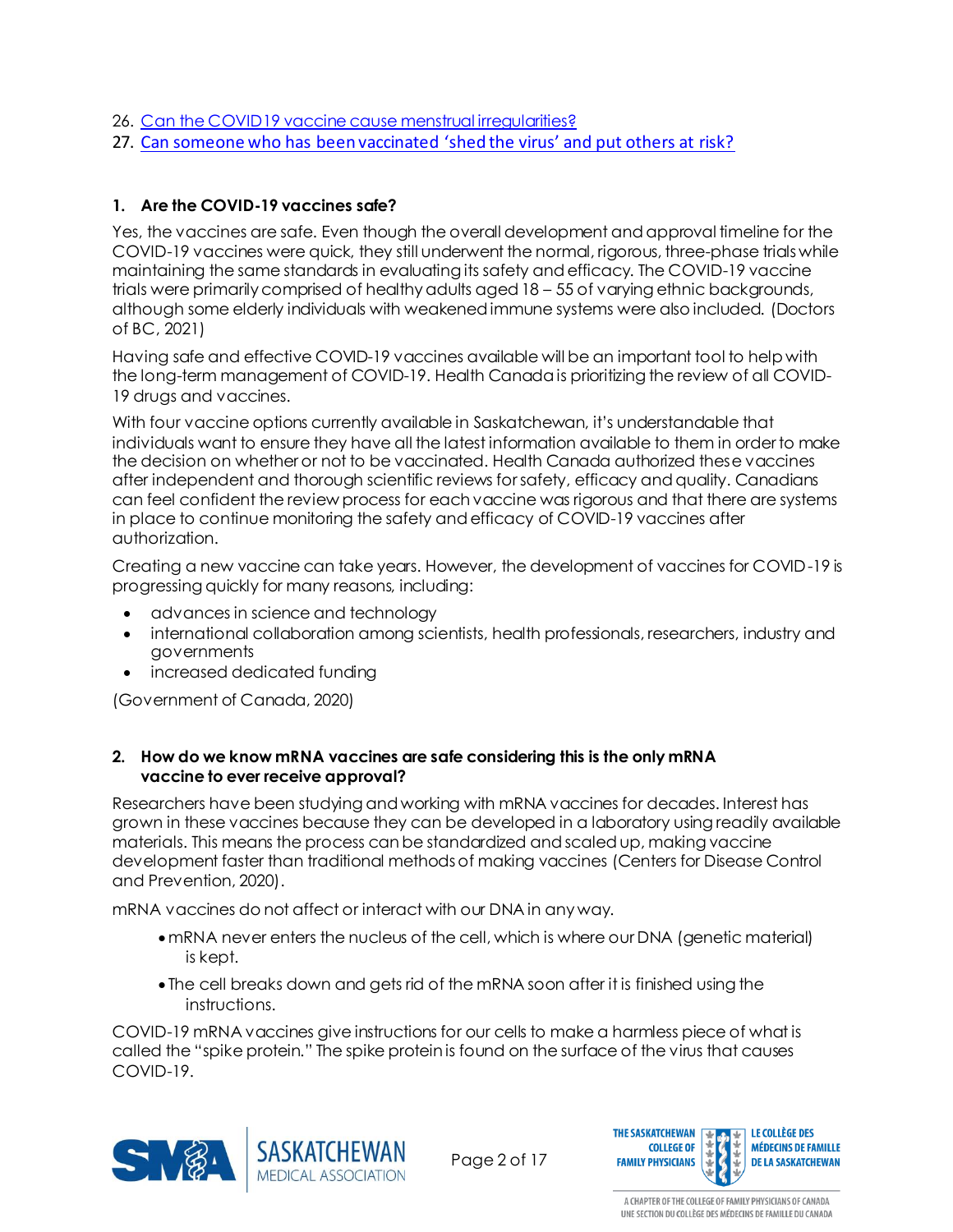26. [Can the COVID19 vaccine cause menstrual irregularities?]
27. [Can someone who has been vaccinated 'shed the virus' and put others at risk?]

### 1. Are the COVID-19 vaccines safe?

Yes, the vaccines are safe. Even though the overall development and approval timeline for the COVID-19 vaccines were quick, they still underwent the normal, rigorous, three-phase trials while maintaining the same standards in evaluating its safety and efficacy. The COVID-19 vaccine trials were primarily comprised of healthy adults aged 18 – 55 of varying ethnic backgrounds, although some elderly individuals with weakened immune systems were also included. (Doctors of BC, 2021)

Having safe and effective COVID-19 vaccines available will be an important tool to help with the long-term management of COVID-19. Health Canada is prioritizing the review of all COVID-19 drugs and vaccines.

With four vaccine options currently available in Saskatchewan, it's understandable that individuals want to ensure they have all the latest information available to them in order to make the decision on whether or not to be vaccinated. Health Canada authorized these vaccines after independent and thorough scientific reviews for safety, efficacy and quality. Canadians can feel confident the review process for each vaccine was rigorous and that there are systems in place to continue monitoring the safety and efficacy of COVID-19 vaccines after authorization.

Creating a new vaccine can take years. However, the development of vaccines for COVID-19 is progressing quickly for many reasons, including:

- advances in science and technology
- international collaboration among scientists, health professionals, researchers, industry and governments
- increased dedicated funding

(Government of Canada, 2020)

### 2. How do we know mRNA vaccines are safe considering this is the only mRNA vaccine to ever receive approval?

Researchers have been studying and working with mRNA vaccines for decades. Interest has grown in these vaccines because they can be developed in a laboratory using readily available materials. This means the process can be standardized and scaled up, making vaccine development faster than traditional methods of making vaccines (Centers for Disease Control and Prevention, 2020).

mRNA vaccines do not affect or interact with our DNA in any way.

- mRNA never enters the nucleus of the cell, which is where our DNA (genetic material) is kept.
- The cell breaks down and gets rid of the mRNA soon after it is finished using the instructions.

COVID-19 mRNA vaccines give instructions for our cells to make a harmless piece of what is called the "spike protein." The spike protein is found on the surface of the virus that causes COVID-19.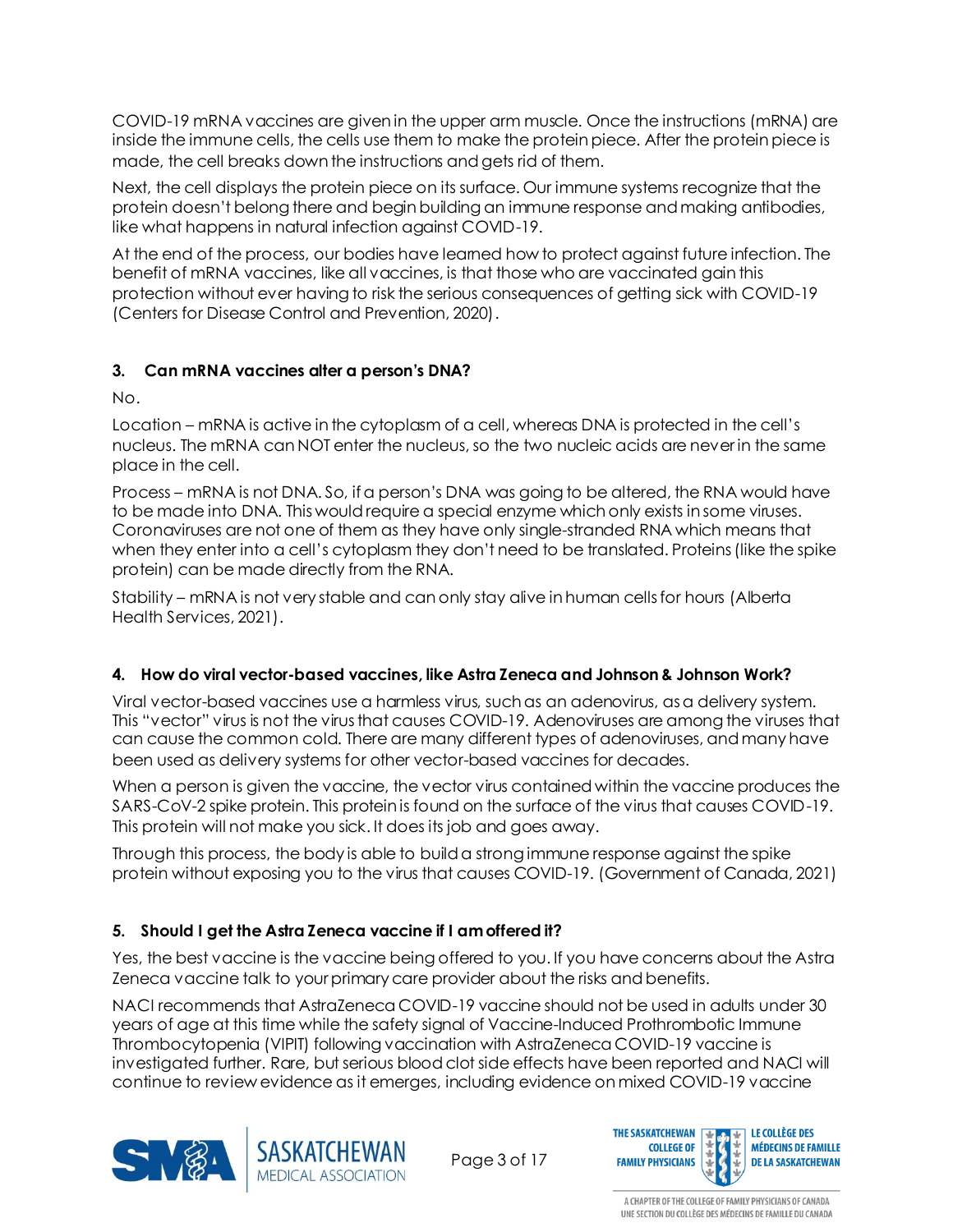COVID-19 mRNA vaccines are given in the upper arm muscle. Once the instructions (mRNA) are inside the immune cells, the cells use them to make the protein piece. After the protein piece is made, the cell breaks down the instructions and gets rid of them.

Next, the cell displays the protein piece on its surface. Our immune systems recognize that the protein doesn't belong there and begin building an immune response and making antibodies, like what happens in natural infection against COVID-19.

At the end of the process, our bodies have learned how to protect against future infection. The benefit of mRNA vaccines, like all vaccines, is that those who are vaccinated gain this protection without ever having to risk the serious consequences of getting sick with COVID-19 (Centers for Disease Control and Prevention, 2020).

### 3. Can mRNA vaccines alter a person's DNA?

No.

Location – mRNA is active in the cytoplasm of a cell, whereas DNA is protected in the cell's nucleus. The mRNA can NOT enter the nucleus, so the two nucleic acids are never in the same place in the cell.

Process – mRNA is not DNA. So, if a person's DNA was going to be altered, the RNA would have to be made into DNA. This would require a special enzyme which only exists in some viruses. Coronaviruses are not one of them as they have only single-stranded RNA which means that when they enter into a cell's cytoplasm they don't need to be translated. Proteins (like the spike protein) can be made directly from the RNA.

Stability – mRNA is not very stable and can only stay alive in human cells for hours (Alberta Health Services, 2021).

### 4. How do viral vector-based vaccines, like Astra Zeneca and Johnson & Johnson Work?

Viral vector-based vaccines use a harmless virus, such as an adenovirus, as a delivery system. This "vector" virus is not the virus that causes COVID-19. Adenoviruses are among the viruses that can cause the common cold. There are many different types of adenoviruses, and many have been used as delivery systems for other vector-based vaccines for decades.

When a person is given the vaccine, the vector virus contained within the vaccine produces the SARS-CoV-2 spike protein. This protein is found on the surface of the virus that causes COVID-19. This protein will not make you sick. It does its job and goes away.

Through this process, the body is able to build a strong immune response against the spike protein without exposing you to the virus that causes COVID-19. (Government of Canada, 2021)

### 5. Should I get the Astra Zeneca vaccine if I am offered it?

Yes, the best vaccine is the vaccine being offered to you. If you have concerns about the Astra Zeneca vaccine talk to your primary care provider about the risks and benefits.

NACI recommends that AstraZeneca COVID-19 vaccine should not be used in adults under 30 years of age at this time while the safety signal of Vaccine-Induced Prothrombotic Immune Thrombocytopenia (VIPIT) following vaccination with AstraZeneca COVID-19 vaccine is investigated further. Rare, but serious blood clot side effects have been reported and NACI will continue to review evidence as it emerges, including evidence on mixed COVID-19 vaccine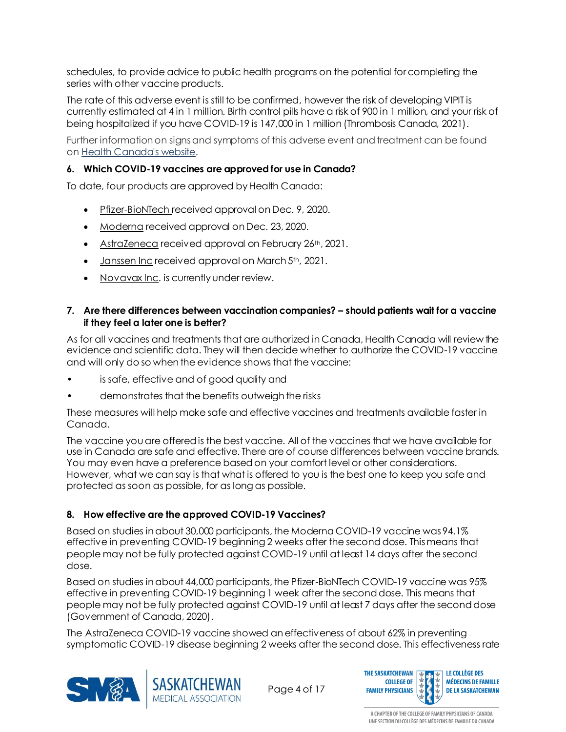schedules, to provide advice to public health programs on the potential for completing the series with other vaccine products.

The rate of this adverse event is still to be confirmed, however the risk of developing VIPIT is currently estimated at 4 in 1 million. Birth control pills have a risk of 900 in 1 million, and your risk of being hospitalized if you have COVID-19 is 147,000 in 1 million (Thrombosis Canada, 2021).

Further information on signs and symptoms of this adverse event and treatment can be found on Health Canada's website.

**6. Which COVID-19 vaccines are approved for use in Canada?**

To date, four products are approved by Health Canada:

- Pfizer-BioNTech received approval on Dec. 9, 2020.
- Moderna received approval on Dec. 23, 2020.
- AstraZeneca received approval on February 26th, 2021.
- Janssen Inc received approval on March 5th, 2021.
- Novavax Inc. is currently under review.

**7. Are there differences between vaccination companies? – should patients wait for a vaccine if they feel a later one is better?**

As for all vaccines and treatments that are authorized in Canada, Health Canada will review the evidence and scientific data. They will then decide whether to authorize the COVID-19 vaccine and will only do so when the evidence shows that the vaccine:

- is safe, effective and of good quality and
- demonstrates that the benefits outweigh the risks

These measures will help make safe and effective vaccines and treatments available faster in Canada.

The vaccine you are offered is the best vaccine. All of the vaccines that we have available for use in Canada are safe and effective. There are of course differences between vaccine brands. You may even have a preference based on your comfort level or other considerations. However, what we can say is that what is offered to you is the best one to keep you safe and protected as soon as possible, for as long as possible.

**8. How effective are the approved COVID-19 Vaccines?**

Based on studies in about 30,000 participants, the Moderna COVID-19 vaccine was 94.1% effective in preventing COVID-19 beginning 2 weeks after the second dose. This means that people may not be fully protected against COVID-19 until at least 14 days after the second dose.

Based on studies in about 44,000 participants, the Pfizer-BioNTech COVID-19 vaccine was 95% effective in preventing COVID-19 beginning 1 week after the second dose. This means that people may not be fully protected against COVID-19 until at least 7 days after the second dose (Government of Canada, 2020).

The AstraZeneca COVID-19 vaccine showed an effectiveness of about 62% in preventing symptomatic COVID-19 disease beginning 2 weeks after the second dose. This effectiveness rate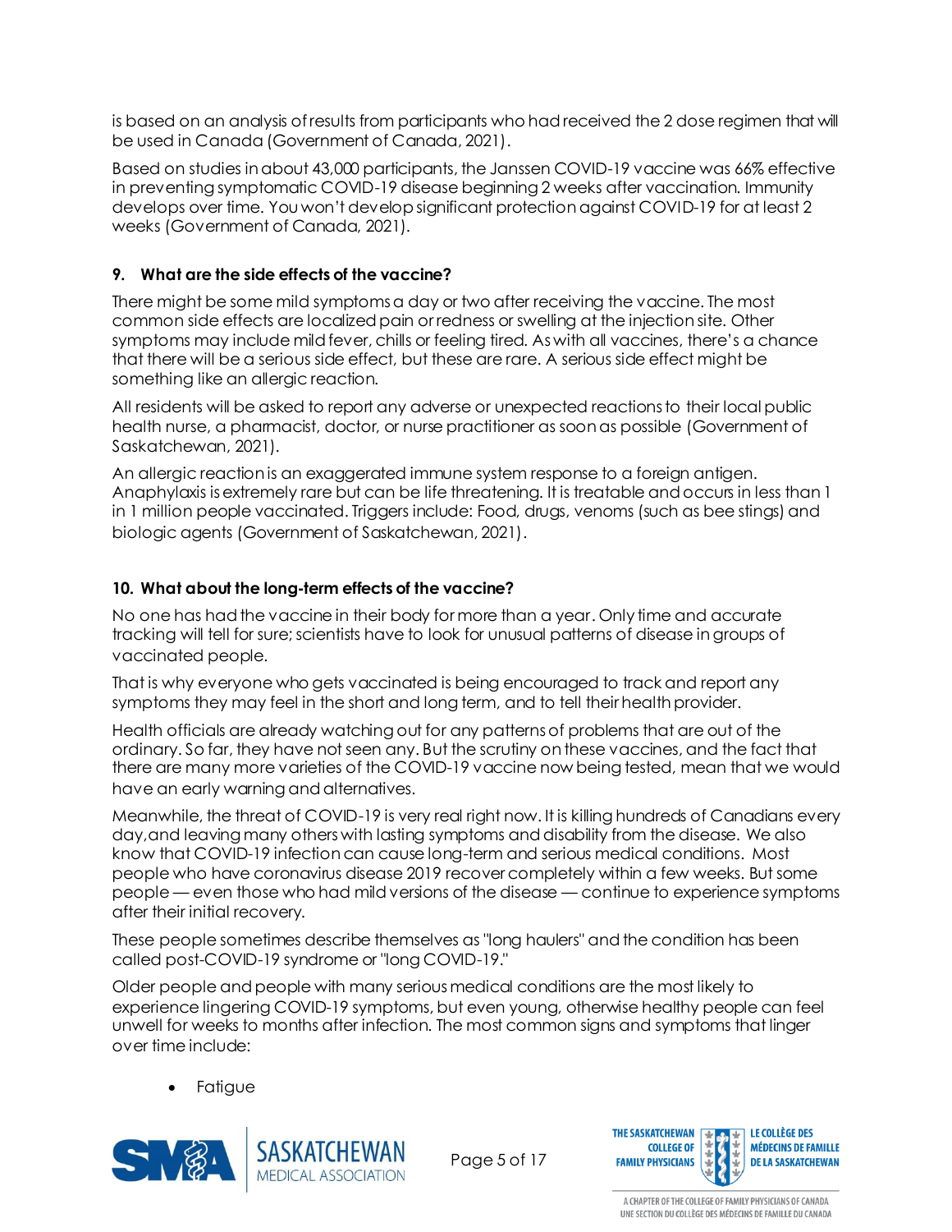is based on an analysis of results from participants who had received the 2 dose regimen that will be used in Canada (Government of Canada, 2021).

Based on studies in about 43,000 participants, the Janssen COVID-19 vaccine was 66% effective in preventing symptomatic COVID-19 disease beginning 2 weeks after vaccination. Immunity develops over time. You won't develop significant protection against COVID-19 for at least 2 weeks (Government of Canada, 2021).

### 9. What are the side effects of the vaccine?

There might be some mild symptoms a day or two after receiving the vaccine. The most common side effects are localized pain or redness or swelling at the injection site. Other symptoms may include mild fever, chills or feeling tired. As with all vaccines, there's a chance that there will be a serious side effect, but these are rare. A serious side effect might be something like an allergic reaction.

All residents will be asked to report any adverse or unexpected reactions to their local public health nurse, a pharmacist, doctor, or nurse practitioner as soon as possible (Government of Saskatchewan, 2021).

An allergic reaction is an exaggerated immune system response to a foreign antigen. Anaphylaxis is extremely rare but can be life threatening. It is treatable and occurs in less than 1 in 1 million people vaccinated. Triggers include: Food, drugs, venoms (such as bee stings) and biologic agents (Government of Saskatchewan, 2021).

### 10. What about the long-term effects of the vaccine?

No one has had the vaccine in their body for more than a year. Only time and accurate tracking will tell for sure; scientists have to look for unusual patterns of disease in groups of vaccinated people.

That is why everyone who gets vaccinated is being encouraged to track and report any symptoms they may feel in the short and long term, and to tell their health provider.

Health officials are already watching out for any patterns of problems that are out of the ordinary. So far, they have not seen any. But the scrutiny on these vaccines, and the fact that there are many more varieties of the COVID-19 vaccine now being tested, mean that we would have an early warning and alternatives.

Meanwhile, the threat of COVID-19 is very real right now. It is killing hundreds of Canadians every day, and leaving many others with lasting symptoms and disability from the disease. We also know that COVID-19 infection can cause long-term and serious medical conditions. Most people who have coronavirus disease 2019 recover completely within a few weeks. But some people — even those who had mild versions of the disease — continue to experience symptoms after their initial recovery.

These people sometimes describe themselves as "long haulers" and the condition has been called post-COVID-19 syndrome or "long COVID-19."

Older people and people with many serious medical conditions are the most likely to experience lingering COVID-19 symptoms, but even young, otherwise healthy people can feel unwell for weeks to months after infection. The most common signs and symptoms that linger over time include:

- Fatigue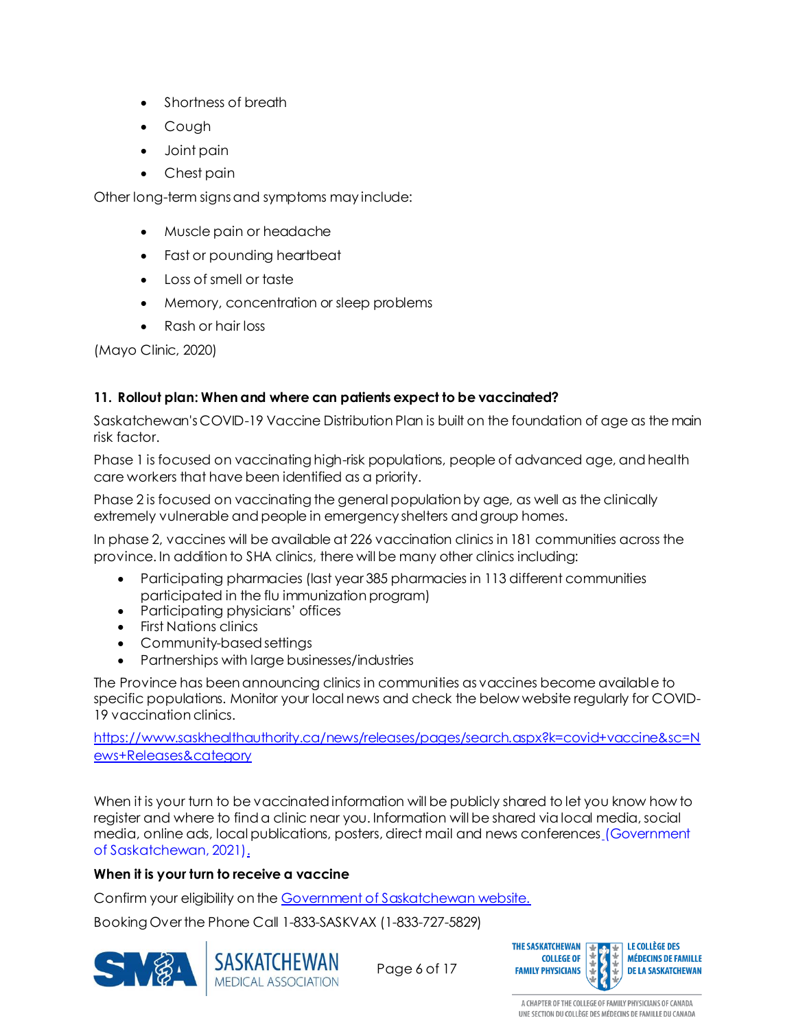- Shortness of breath
- Cough
- Joint pain
- Chest pain

Other long-term signs and symptoms may include:

- Muscle pain or headache
- Fast or pounding heartbeat
- Loss of smell or taste
- Memory, concentration or sleep problems
- Rash or hair loss

(Mayo Clinic, 2020)

**11. Rollout plan: When and where can patients expect to be vaccinated?**

Saskatchewan's COVID-19 Vaccine Distribution Plan is built on the foundation of age as the main risk factor.

Phase 1 is focused on vaccinating high-risk populations, people of advanced age, and health care workers that have been identified as a priority.

Phase 2 is focused on vaccinating the general population by age, as well as the clinically extremely vulnerable and people in emergency shelters and group homes.

In phase 2, vaccines will be available at 226 vaccination clinics in 181 communities across the province. In addition to SHA clinics, there will be many other clinics including:

- Participating pharmacies (last year 385 pharmacies in 113 different communities participated in the flu immunization program)
- Participating physicians' offices
- First Nations clinics
- Community-based settings
- Partnerships with large businesses/industries

The Province has been announcing clinics in communities as vaccines become available to specific populations. Monitor your local news and check the below website regularly for COVID-19 vaccination clinics.

https://www.saskhealthauthority.ca/news/releases/pages/search.aspx?k=covid+vaccine&sc=News+Releases&category

When it is your turn to be vaccinated information will be publicly shared to let you know how to register and where to find a clinic near you. Information will be shared via local media, social media, online ads, local publications, posters, direct mail and news conferences (Government of Saskatchewan, 2021).

**When it is your turn to receive a vaccine**

Confirm your eligibility on the Government of Saskatchewan website.

Booking Over the Phone Call 1-833-SASKVAX (1-833-727-5829)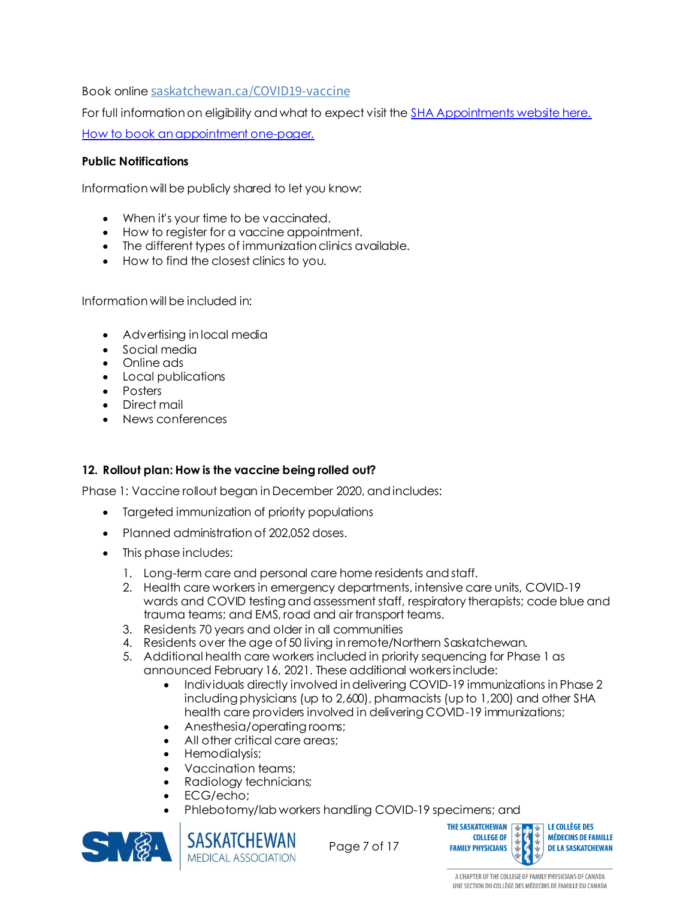Book online [saskatchewan.ca/COVID19-vaccine](saskatchewan.ca/COVID19-vaccine)

For full information on eligibility and what to expect visit the [SHA Appointments website here.](#)

[How to book an appointment one-pager.](#)

**Public Notifications**

Information will be publicly shared to let you know:

- When it's your time to be vaccinated.
- How to register for a vaccine appointment.
- The different types of immunization clinics available.
- How to find the closest clinics to you.

Information will be included in:

- Advertising in local media
- Social media
- Online ads
- Local publications
- Posters
- Direct mail
- News conferences

**12. Rollout plan: How is the vaccine being rolled out?**

Phase 1: Vaccine rollout began in December 2020, and includes:

- Targeted immunization of priority populations
- Planned administration of 202,052 doses.
- This phase includes:
    1. Long-term care and personal care home residents and staff.
    2. Health care workers in emergency departments, intensive care units, COVID-19 wards and COVID testing and assessment staff, respiratory therapists; code blue and trauma teams; and EMS, road and air transport teams.
    3. Residents 70 years and older in all communities
    4. Residents over the age of 50 living in remote/Northern Saskatchewan.
    5. Additional health care workers included in priority sequencing for Phase 1 as announced February 16, 2021. These additional workers include:
        - Individuals directly involved in delivering COVID-19 immunizations in Phase 2 including physicians (up to 2,600), pharmacists (up to 1,200) and other SHA health care providers involved in delivering COVID-19 immunizations;
        - Anesthesia/operating rooms;
        - All other critical care areas;
        - Hemodialysis;
        - Vaccination teams;
        - Radiology technicians;
        - ECG/echo;
        - Phlebotomy/lab workers handling COVID-19 specimens; and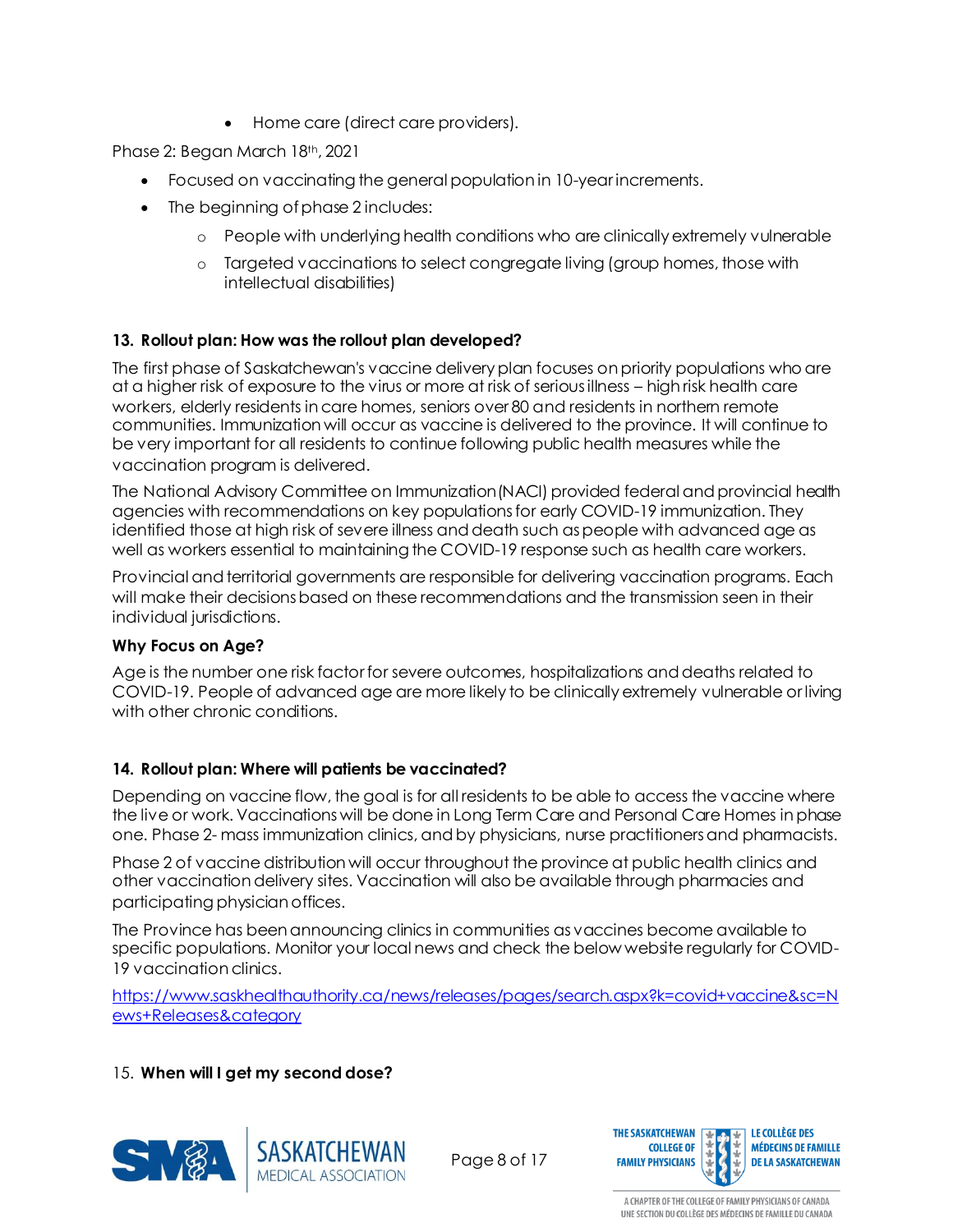- Home care (direct care providers).

Phase 2: Began March 18th, 2021

- Focused on vaccinating the general population in 10-year increments.
- The beginning of phase 2 includes:
  - People with underlying health conditions who are clinically extremely vulnerable
  - Targeted vaccinations to select congregate living (group homes, those with intellectual disabilities)

**13. Rollout plan: How was the rollout plan developed?**

The first phase of Saskatchewan's vaccine delivery plan focuses on priority populations who are at a higher risk of exposure to the virus or more at risk of serious illness – high risk health care workers, elderly residents in care homes, seniors over 80 and residents in northern remote communities. Immunization will occur as vaccine is delivered to the province. It will continue to be very important for all residents to continue following public health measures while the vaccination program is delivered.

The National Advisory Committee on Immunization (NACI) provided federal and provincial health agencies with recommendations on key populations for early COVID-19 immunization. They identified those at high risk of severe illness and death such as people with advanced age as well as workers essential to maintaining the COVID-19 response such as health care workers.

Provincial and territorial governments are responsible for delivering vaccination programs. Each will make their decisions based on these recommendations and the transmission seen in their individual jurisdictions.

**Why Focus on Age?**

Age is the number one risk factor for severe outcomes, hospitalizations and deaths related to COVID-19. People of advanced age are more likely to be clinically extremely vulnerable or living with other chronic conditions.

**14. Rollout plan: Where will patients be vaccinated?**

Depending on vaccine flow, the goal is for all residents to be able to access the vaccine where the live or work. Vaccinations will be done in Long Term Care and Personal Care Homes in phase one. Phase 2- mass immunization clinics, and by physicians, nurse practitioners and pharmacists.

Phase 2 of vaccine distribution will occur throughout the province at public health clinics and other vaccination delivery sites. Vaccination will also be available through pharmacies and participating physician offices.

The Province has been announcing clinics in communities as vaccines become available to specific populations. Monitor your local news and check the below website regularly for COVID-19 vaccination clinics.

https://www.saskhealthauthority.ca/news/releases/pages/search.aspx?k=covid+vaccine&sc=News+Releases&category

15. **When will I get my second dose?**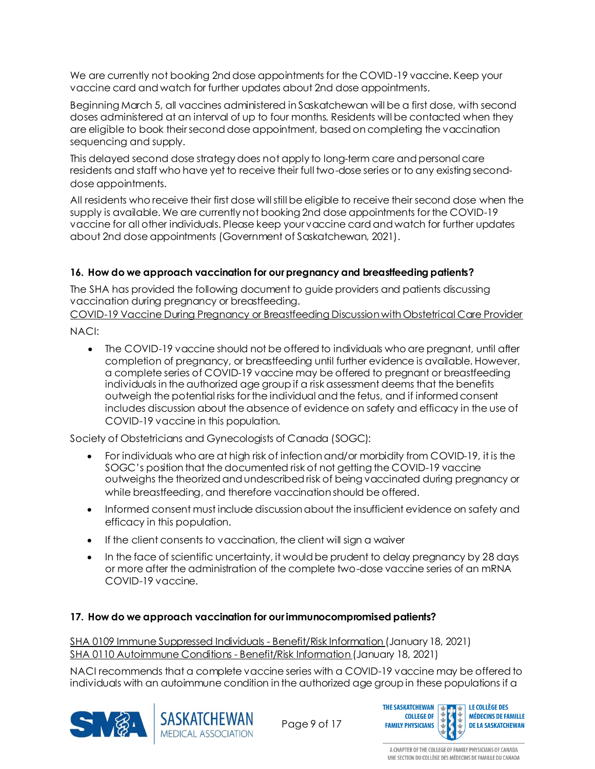We are currently not booking 2nd dose appointments for the COVID-19 vaccine. Keep your vaccine card and watch for further updates about 2nd dose appointments.

Beginning March 5, all vaccines administered in Saskatchewan will be a first dose, with second doses administered at an interval of up to four months. Residents will be contacted when they are eligible to book their second dose appointment, based on completing the vaccination sequencing and supply.

This delayed second dose strategy does not apply to long-term care and personal care residents and staff who have yet to receive their full two-dose series or to any existing second-dose appointments.

All residents who receive their first dose will still be eligible to receive their second dose when the supply is available. We are currently not booking 2nd dose appointments for the COVID-19 vaccine for all other individuals. Please keep your vaccine card and watch for further updates about 2nd dose appointments (Government of Saskatchewan, 2021).

**16. How do we approach vaccination for our pregnancy and breastfeeding patients?**

The SHA has provided the following document to guide providers and patients discussing vaccination during pregnancy or breastfeeding.
COVID-19 Vaccine During Pregnancy or Breastfeeding Discussion with Obstetrical Care Provider

NACI:

- The COVID-19 vaccine should not be offered to individuals who are pregnant, until after completion of pregnancy, or breastfeeding until further evidence is available. However, a complete series of COVID-19 vaccine may be offered to pregnant or breastfeeding individuals in the authorized age group if a risk assessment deems that the benefits outweigh the potential risks for the individual and the fetus, and if informed consent includes discussion about the absence of evidence on safety and efficacy in the use of COVID-19 vaccine in this population.

Society of Obstetricians and Gynecologists of Canada (SOGC):

- For individuals who are at high risk of infection and/or morbidity from COVID-19, it is the SOGC's position that the documented risk of not getting the COVID-19 vaccine outweighs the theorized and undescribed risk of being vaccinated during pregnancy or while breastfeeding, and therefore vaccination should be offered.
- Informed consent must include discussion about the insufficient evidence on safety and efficacy in this population.
- If the client consents to vaccination, the client will sign a waiver
- In the face of scientific uncertainty, it would be prudent to delay pregnancy by 28 days or more after the administration of the complete two-dose vaccine series of an mRNA COVID-19 vaccine.

**17. How do we approach vaccination for our immunocompromised patients?**

SHA 0109 Immune Suppressed Individuals - Benefit/Risk Information (January 18, 2021)
SHA 0110 Autoimmune Conditions - Benefit/Risk Information (January 18, 2021)

NACI recommends that a complete vaccine series with a COVID-19 vaccine may be offered to individuals with an autoimmune condition in the authorized age group in these populations if a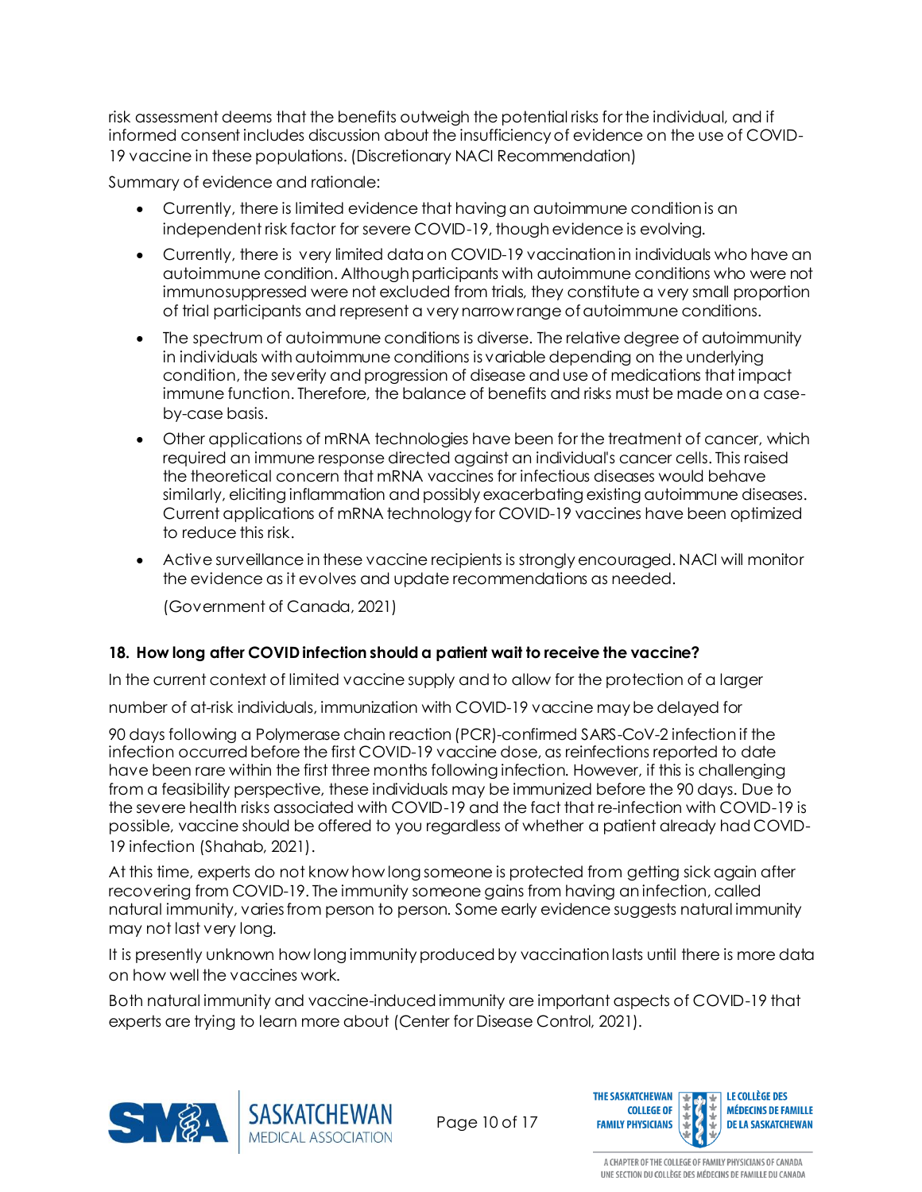risk assessment deems that the benefits outweigh the potential risks for the individual, and if informed consent includes discussion about the insufficiency of evidence on the use of COVID-19 vaccine in these populations. (Discretionary NACI Recommendation)

Summary of evidence and rationale:

- Currently, there is limited evidence that having an autoimmune condition is an independent risk factor for severe COVID-19, though evidence is evolving.
- Currently, there is very limited data on COVID-19 vaccination in individuals who have an autoimmune condition. Although participants with autoimmune conditions who were not immunosuppressed were not excluded from trials, they constitute a very small proportion of trial participants and represent a very narrow range of autoimmune conditions.
- The spectrum of autoimmune conditions is diverse. The relative degree of autoimmunity in individuals with autoimmune conditions is variable depending on the underlying condition, the severity and progression of disease and use of medications that impact immune function. Therefore, the balance of benefits and risks must be made on a case-by-case basis.
- Other applications of mRNA technologies have been for the treatment of cancer, which required an immune response directed against an individual's cancer cells. This raised the theoretical concern that mRNA vaccines for infectious diseases would behave similarly, eliciting inflammation and possibly exacerbating existing autoimmune diseases. Current applications of mRNA technology for COVID-19 vaccines have been optimized to reduce this risk.
- Active surveillance in these vaccine recipients is strongly encouraged. NACI will monitor the evidence as it evolves and update recommendations as needed.

  (Government of Canada, 2021)

**18. How long after COVID infection should a patient wait to receive the vaccine?**

In the current context of limited vaccine supply and to allow for the protection of a larger number of at-risk individuals, immunization with COVID-19 vaccine may be delayed for 90 days following a Polymerase chain reaction (PCR)-confirmed SARS-CoV-2 infection if the infection occurred before the first COVID-19 vaccine dose, as reinfections reported to date have been rare within the first three months following infection. However, if this is challenging from a feasibility perspective, these individuals may be immunized before the 90 days. Due to the severe health risks associated with COVID-19 and the fact that re-infection with COVID-19 is possible, vaccine should be offered to you regardless of whether a patient already had COVID-19 infection (Shahab, 2021).

At this time, experts do not know how long someone is protected from getting sick again after recovering from COVID-19. The immunity someone gains from having an infection, called natural immunity, varies from person to person. Some early evidence suggests natural immunity may not last very long.

It is presently unknown how long immunity produced by vaccination lasts until there is more data on how well the vaccines work.

Both natural immunity and vaccine-induced immunity are important aspects of COVID-19 that experts are trying to learn more about (Center for Disease Control, 2021).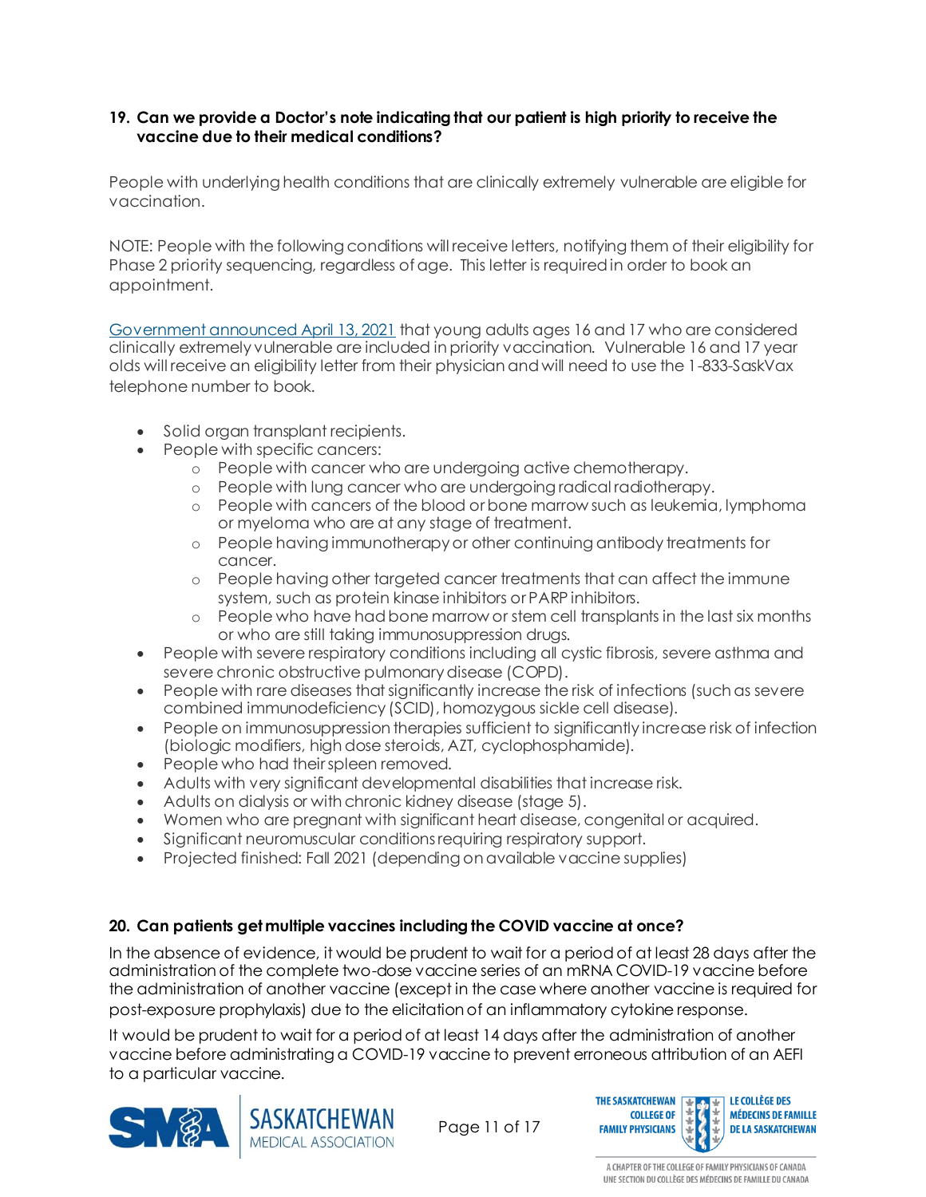**19. Can we provide a Doctor's note indicating that our patient is high priority to receive the vaccine due to their medical conditions?**

People with underlying health conditions that are clinically extremely vulnerable are eligible for vaccination.

NOTE: People with the following conditions will receive letters, notifying them of their eligibility for Phase 2 priority sequencing, regardless of age. This letter is required in order to book an appointment.

Government announced April 13, 2021 that young adults ages 16 and 17 who are considered clinically extremely vulnerable are included in priority vaccination. Vulnerable 16 and 17 year olds will receive an eligibility letter from their physician and will need to use the 1-833-SaskVax telephone number to book.

- Solid organ transplant recipients.
- People with specific cancers:
  - People with cancer who are undergoing active chemotherapy.
  - People with lung cancer who are undergoing radical radiotherapy.
  - People with cancers of the blood or bone marrow such as leukemia, lymphoma or myeloma who are at any stage of treatment.
  - People having immunotherapy or other continuing antibody treatments for cancer.
  - People having other targeted cancer treatments that can affect the immune system, such as protein kinase inhibitors or PARP inhibitors.
  - People who have had bone marrow or stem cell transplants in the last six months or who are still taking immunosuppression drugs.
- People with severe respiratory conditions including all cystic fibrosis, severe asthma and severe chronic obstructive pulmonary disease (COPD).
- People with rare diseases that significantly increase the risk of infections (such as severe combined immunodeficiency (SCID), homozygous sickle cell disease).
- People on immunosuppression therapies sufficient to significantly increase risk of infection (biologic modifiers, high dose steroids, AZT, cyclophosphamide).
- People who had their spleen removed.
- Adults with very significant developmental disabilities that increase risk.
- Adults on dialysis or with chronic kidney disease (stage 5).
- Women who are pregnant with significant heart disease, congenital or acquired.
- Significant neuromuscular conditions requiring respiratory support.
- Projected finished: Fall 2021 (depending on available vaccine supplies)

**20. Can patients get multiple vaccines including the COVID vaccine at once?**

In the absence of evidence, it would be prudent to wait for a period of at least 28 days after the administration of the complete two-dose vaccine series of an mRNA COVID-19 vaccine before the administration of another vaccine (except in the case where another vaccine is required for post-exposure prophylaxis) due to the elicitation of an inflammatory cytokine response.

It would be prudent to wait for a period of at least 14 days after the administration of another vaccine before administrating a COVID-19 vaccine to prevent erroneous attribution of an AEFI to a particular vaccine.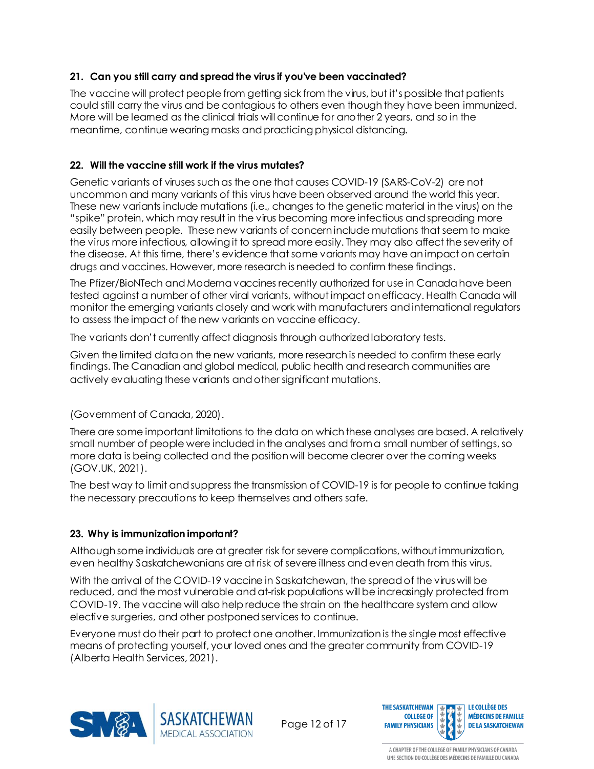**21. Can you still carry and spread the virus if you've been vaccinated?**

The vaccine will protect people from getting sick from the virus, but it's possible that patients could still carry the virus and be contagious to others even though they have been immunized. More will be learned as the clinical trials will continue for another 2 years, and so in the meantime, continue wearing masks and practicing physical distancing.

**22. Will the vaccine still work if the virus mutates?**

Genetic variants of viruses such as the one that causes COVID-19 (SARS-CoV-2) are not uncommon and many variants of this virus have been observed around the world this year. These new variants include mutations (i.e., changes to the genetic material in the virus) on the "spike" protein, which may result in the virus becoming more infectious and spreading more easily between people. These new variants of concern include mutations that seem to make the virus more infectious, allowing it to spread more easily. They may also affect the severity of the disease. At this time, there's evidence that some variants may have an impact on certain drugs and vaccines. However, more research is needed to confirm these findings.

The Pfizer/BioNTech and Moderna vaccines recently authorized for use in Canada have been tested against a number of other viral variants, without impact on efficacy. Health Canada will monitor the emerging variants closely and work with manufacturers and international regulators to assess the impact of the new variants on vaccine efficacy.

The variants don't currently affect diagnosis through authorized laboratory tests.

Given the limited data on the new variants, more research is needed to confirm these early findings. The Canadian and global medical, public health and research communities are actively evaluating these variants and other significant mutations.

(Government of Canada, 2020).

There are some important limitations to the data on which these analyses are based. A relatively small number of people were included in the analyses and from a small number of settings, so more data is being collected and the position will become clearer over the coming weeks (GOV.UK, 2021).

The best way to limit and suppress the transmission of COVID-19 is for people to continue taking the necessary precautions to keep themselves and others safe.

**23. Why is immunization important?**

Although some individuals are at greater risk for severe complications, without immunization, even healthy Saskatchewanians are at risk of severe illness and even death from this virus.

With the arrival of the COVID-19 vaccine in Saskatchewan, the spread of the virus will be reduced, and the most vulnerable and at-risk populations will be increasingly protected from COVID-19. The vaccine will also help reduce the strain on the healthcare system and allow elective surgeries, and other postponed services to continue.

Everyone must do their part to protect one another. Immunization is the single most effective means of protecting yourself, your loved ones and the greater community from COVID-19 (Alberta Health Services, 2021).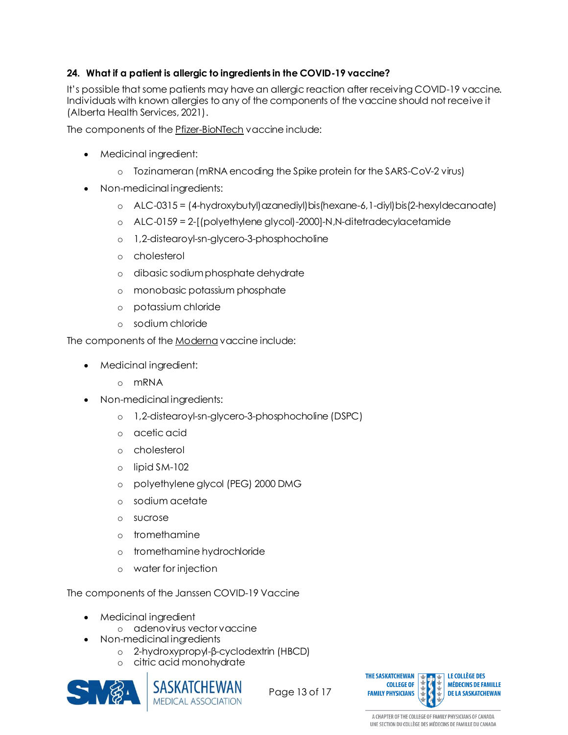### 24. What if a patient is allergic to ingredients in the COVID-19 vaccine?

It's possible that some patients may have an allergic reaction after receiving COVID-19 vaccine. Individuals with known allergies to any of the components of the vaccine should not receive it (Alberta Health Services, 2021).

The components of the Pfizer-BioNTech vaccine include:

- Medicinal ingredient:
  - Tozinameran (mRNA encoding the Spike protein for the SARS-CoV-2 virus)
- Non-medicinal ingredients:
  - ALC-0315 = (4-hydroxybutyl)azanediyl)bis(hexane-6,1-diyl)bis(2-hexyldecanoate)
  - ALC-0159 = 2-[(polyethylene glycol)-2000]-N,N-ditetradecylacetamide
  - 1,2-distearoyl-sn-glycero-3-phosphocholine
  - cholesterol
  - dibasic sodium phosphate dehydrate
  - monobasic potassium phosphate
  - potassium chloride
  - sodium chloride

The components of the Moderna vaccine include:

- Medicinal ingredient:
  - mRNA
- Non-medicinal ingredients:
  - 1,2-distearoyl-sn-glycero-3-phosphocholine (DSPC)
  - acetic acid
  - cholesterol
  - lipid SM-102
  - polyethylene glycol (PEG) 2000 DMG
  - sodium acetate
  - sucrose
  - tromethamine
  - tromethamine hydrochloride
  - water for injection

The components of the Janssen COVID-19 Vaccine

- Medicinal ingredient
  - adenovirus vector vaccine
- Non-medicinal ingredients
  - 2-hydroxypropyl-β-cyclodextrin (HBCD)
  - citric acid monohydrate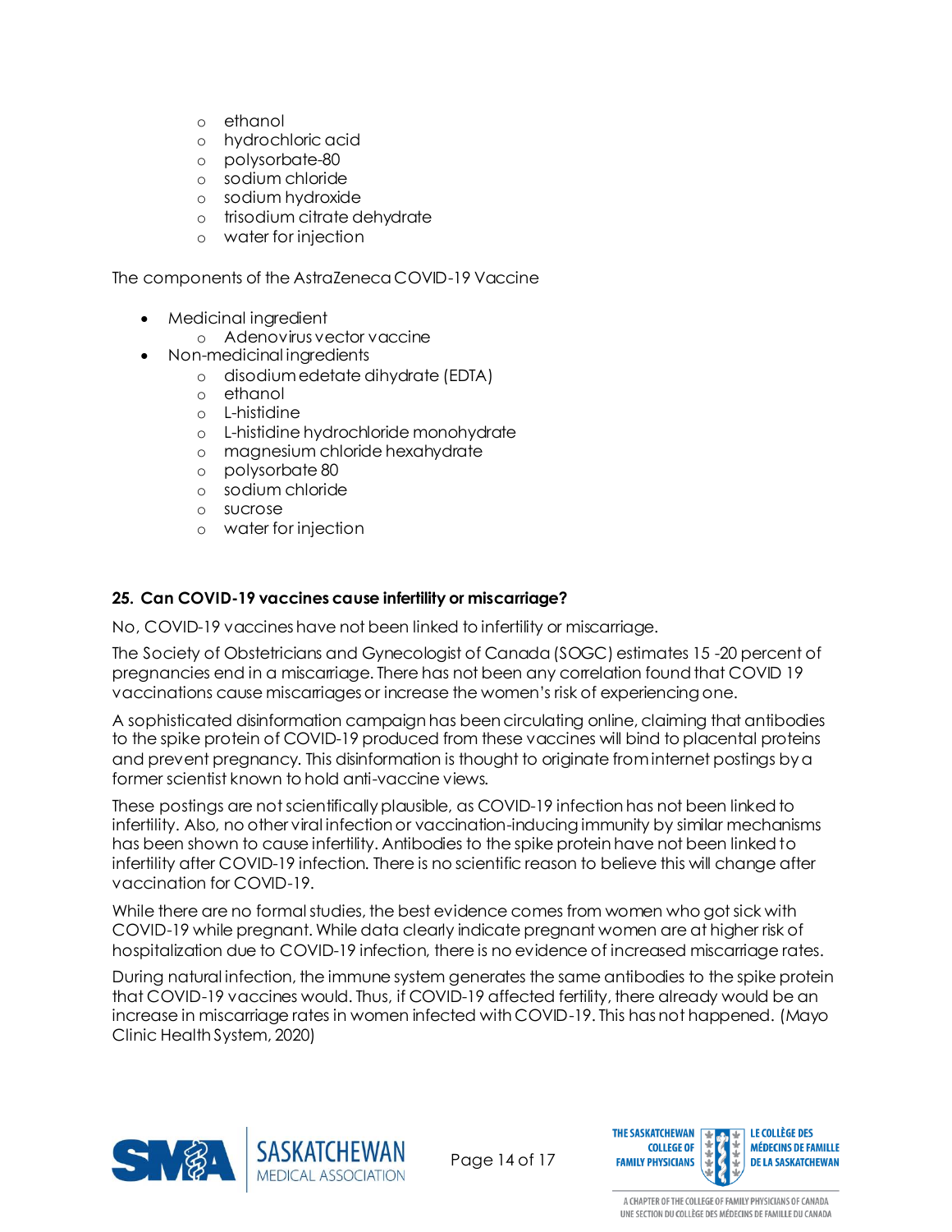- ethanol
  - hydrochloric acid
  - polysorbate-80
  - sodium chloride
  - sodium hydroxide
  - trisodium citrate dehydrate
  - water for injection

The components of the AstraZeneca COVID-19 Vaccine

- Medicinal ingredient
  - Adenovirus vector vaccine
- Non-medicinal ingredients
  - disodium edetate dihydrate (EDTA)
  - ethanol
  - L-histidine
  - L-histidine hydrochloride monohydrate
  - magnesium chloride hexahydrate
  - polysorbate 80
  - sodium chloride
  - sucrose
  - water for injection

### 25. Can COVID-19 vaccines cause infertility or miscarriage?

No, COVID-19 vaccines have not been linked to infertility or miscarriage.

The Society of Obstetricians and Gynecologist of Canada (SOGC) estimates 15 -20 percent of pregnancies end in a miscarriage. There has not been any correlation found that COVID 19 vaccinations cause miscarriages or increase the women's risk of experiencing one.

A sophisticated disinformation campaign has been circulating online, claiming that antibodies to the spike protein of COVID-19 produced from these vaccines will bind to placental proteins and prevent pregnancy. This disinformation is thought to originate from internet postings by a former scientist known to hold anti-vaccine views.

These postings are not scientifically plausible, as COVID-19 infection has not been linked to infertility. Also, no other viral infection or vaccination-inducing immunity by similar mechanisms has been shown to cause infertility. Antibodies to the spike protein have not been linked to infertility after COVID-19 infection. There is no scientific reason to believe this will change after vaccination for COVID-19.

While there are no formal studies, the best evidence comes from women who got sick with COVID-19 while pregnant. While data clearly indicate pregnant women are at higher risk of hospitalization due to COVID-19 infection, there is no evidence of increased miscarriage rates.

During natural infection, the immune system generates the same antibodies to the spike protein that COVID-19 vaccines would. Thus, if COVID-19 affected fertility, there already would be an increase in miscarriage rates in women infected with COVID-19. This has not happened. (Mayo Clinic Health System, 2020)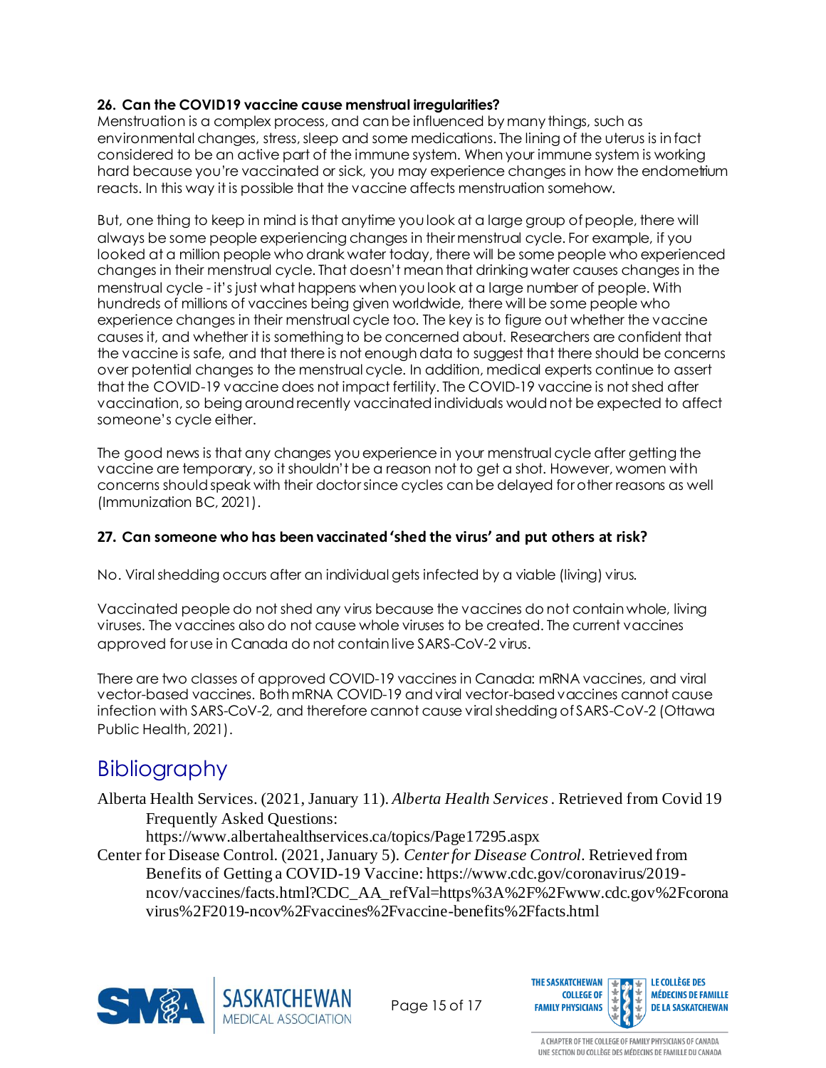**26. Can the COVID19 vaccine cause menstrual irregularities?**

Menstruation is a complex process, and can be influenced by many things, such as environmental changes, stress, sleep and some medications. The lining of the uterus is in fact considered to be an active part of the immune system. When your immune system is working hard because you're vaccinated or sick, you may experience changes in how the endometrium reacts. In this way it is possible that the vaccine affects menstruation somehow.

But, one thing to keep in mind is that anytime you look at a large group of people, there will always be some people experiencing changes in their menstrual cycle. For example, if you looked at a million people who drank water today, there will be some people who experienced changes in their menstrual cycle. That doesn't mean that drinking water causes changes in the menstrual cycle - it's just what happens when you look at a large number of people. With hundreds of millions of vaccines being given worldwide, there will be some people who experience changes in their menstrual cycle too. The key is to figure out whether the vaccine causes it, and whether it is something to be concerned about. Researchers are confident that the vaccine is safe, and that there is not enough data to suggest that there should be concerns over potential changes to the menstrual cycle. In addition, medical experts continue to assert that the COVID-19 vaccine does not impact fertility. The COVID-19 vaccine is not shed after vaccination, so being around recently vaccinated individuals would not be expected to affect someone's cycle either.

The good news is that any changes you experience in your menstrual cycle after getting the vaccine are temporary, so it shouldn't be a reason not to get a shot. However, women with concerns should speak with their doctor since cycles can be delayed for other reasons as well (Immunization BC, 2021).

**27. Can someone who has been vaccinated 'shed the virus' and put others at risk?**

No. Viral shedding occurs after an individual gets infected by a viable (living) virus.

Vaccinated people do not shed any virus because the vaccines do not contain whole, living viruses. The vaccines also do not cause whole viruses to be created. The current vaccines approved for use in Canada do not contain live SARS-CoV-2 virus.

There are two classes of approved COVID-19 vaccines in Canada: mRNA vaccines, and viral vector-based vaccines. Both mRNA COVID-19 and viral vector-based vaccines cannot cause infection with SARS-CoV-2, and therefore cannot cause viral shedding of SARS-CoV-2 (Ottawa Public Health, 2021).

# Bibliography

Alberta Health Services. (2021, January 11). *Alberta Health Services*. Retrieved from Covid 19 Frequently Asked Questions: https://www.albertahealthservices.ca/topics/Page17295.aspx

Center for Disease Control. (2021, January 5). *Center for Disease Control*. Retrieved from Benefits of Getting a COVID-19 Vaccine: https://www.cdc.gov/coronavirus/2019-ncov/vaccines/facts.html?CDC_AA_refVal=https%3A%2F%2Fwww.cdc.gov%2Fcoronavirus%2F2019-ncov%2Fvaccines%2Fvaccine-benefits%2Ffacts.html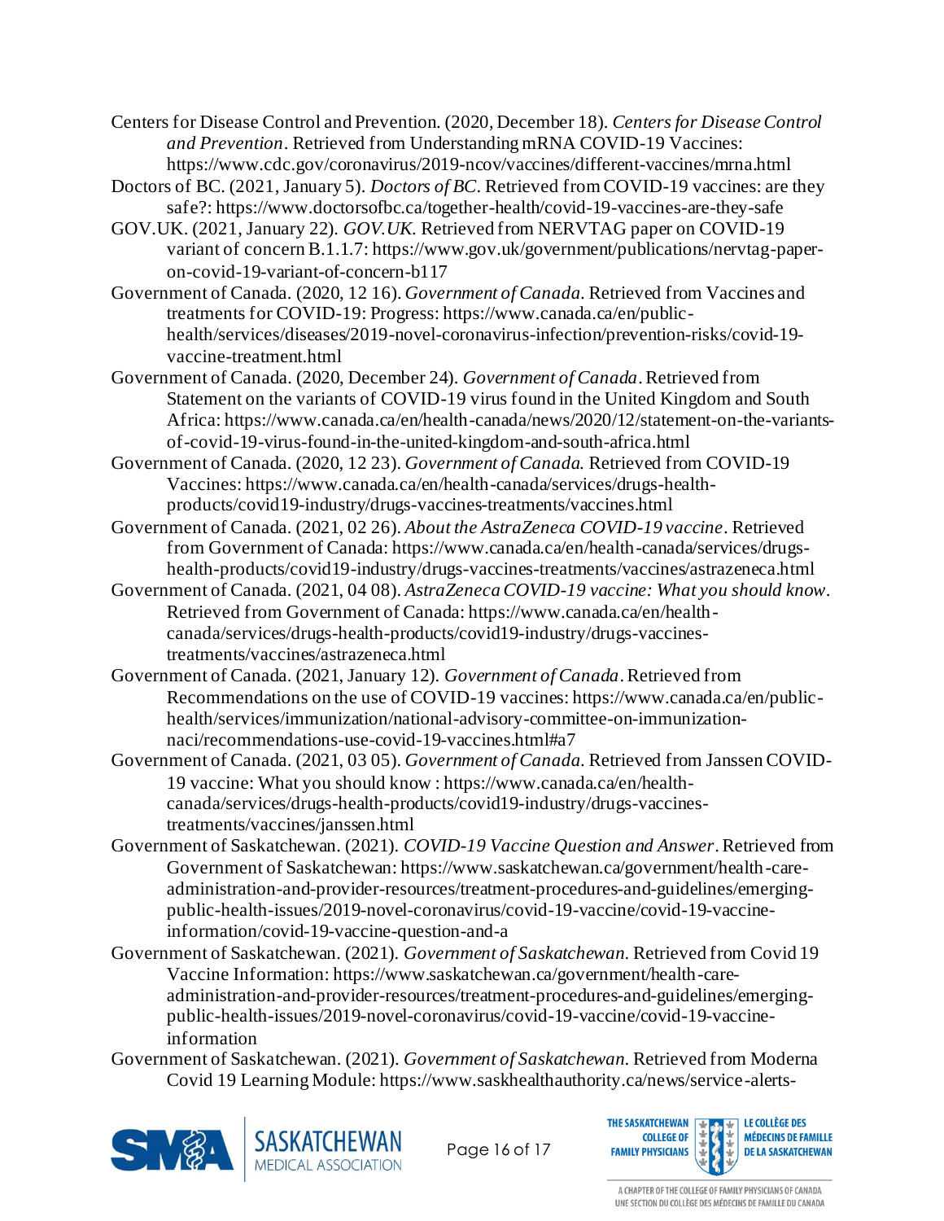Centers for Disease Control and Prevention. (2020, December 18). *Centers for Disease Control and Prevention*. Retrieved from Understanding mRNA COVID-19 Vaccines: https://www.cdc.gov/coronavirus/2019-ncov/vaccines/different-vaccines/mrna.html

Doctors of BC. (2021, January 5). *Doctors of BC*. Retrieved from COVID-19 vaccines: are they safe?: https://www.doctorsofbc.ca/together-health/covid-19-vaccines-are-they-safe

GOV.UK. (2021, January 22). *GOV.UK*. Retrieved from NERVTAG paper on COVID-19 variant of concern B.1.1.7: https://www.gov.uk/government/publications/nervtag-paper-on-covid-19-variant-of-concern-b117

Government of Canada. (2020, 12 16). *Government of Canada*. Retrieved from Vaccines and treatments for COVID-19: Progress: https://www.canada.ca/en/public-health/services/diseases/2019-novel-coronavirus-infection/prevention-risks/covid-19-vaccine-treatment.html

Government of Canada. (2020, December 24). *Government of Canada*. Retrieved from Statement on the variants of COVID-19 virus found in the United Kingdom and South Africa: https://www.canada.ca/en/health-canada/news/2020/12/statement-on-the-variants-of-covid-19-virus-found-in-the-united-kingdom-and-south-africa.html

Government of Canada. (2020, 12 23). *Government of Canada*. Retrieved from COVID-19 Vaccines: https://www.canada.ca/en/health-canada/services/drugs-health-products/covid19-industry/drugs-vaccines-treatments/vaccines.html

Government of Canada. (2021, 02 26). *About the AstraZeneca COVID-19 vaccine*. Retrieved from Government of Canada: https://www.canada.ca/en/health-canada/services/drugs-health-products/covid19-industry/drugs-vaccines-treatments/vaccines/astrazeneca.html

Government of Canada. (2021, 04 08). *AstraZeneca COVID-19 vaccine: What you should know*. Retrieved from Government of Canada: https://www.canada.ca/en/health-canada/services/drugs-health-products/covid19-industry/drugs-vaccines-treatments/vaccines/astrazeneca.html

Government of Canada. (2021, January 12). *Government of Canada*. Retrieved from Recommendations on the use of COVID-19 vaccines: https://www.canada.ca/en/public-health/services/immunization/national-advisory-committee-on-immunization-naci/recommendations-use-covid-19-vaccines.html#a7

Government of Canada. (2021, 03 05). *Government of Canada*. Retrieved from Janssen COVID-19 vaccine: What you should know : https://www.canada.ca/en/health-canada/services/drugs-health-products/covid19-industry/drugs-vaccines-treatments/vaccines/janssen.html

Government of Saskatchewan. (2021). *COVID-19 Vaccine Question and Answer*. Retrieved from Government of Saskatchewan: https://www.saskatchewan.ca/government/health-care-administration-and-provider-resources/treatment-procedures-and-guidelines/emerging-public-health-issues/2019-novel-coronavirus/covid-19-vaccine/covid-19-vaccine-information/covid-19-vaccine-question-and-a

Government of Saskatchewan. (2021). *Government of Saskatchewan*. Retrieved from Covid 19 Vaccine Information: https://www.saskatchewan.ca/government/health-care-administration-and-provider-resources/treatment-procedures-and-guidelines/emerging-public-health-issues/2019-novel-coronavirus/covid-19-vaccine/covid-19-vaccine-information

Government of Saskatchewan. (2021). *Government of Saskatchewan*. Retrieved from Moderna Covid 19 Learning Module: https://www.saskhealthauthority.ca/news/service-alerts-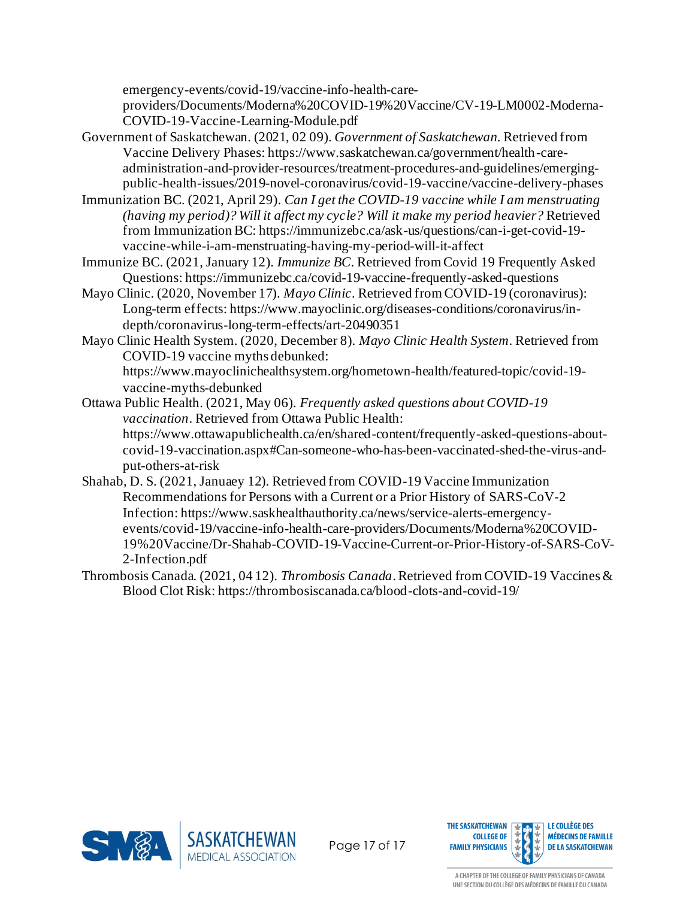emergency-events/covid-19/vaccine-info-health-care-providers/Documents/Moderna%20COVID-19%20Vaccine/CV-19-LM0002-Moderna-COVID-19-Vaccine-Learning-Module.pdf

Government of Saskatchewan. (2021, 02 09). *Government of Saskatchewan*. Retrieved from Vaccine Delivery Phases: https://www.saskatchewan.ca/government/health-care-administration-and-provider-resources/treatment-procedures-and-guidelines/emerging-public-health-issues/2019-novel-coronavirus/covid-19-vaccine/vaccine-delivery-phases

Immunization BC. (2021, April 29). *Can I get the COVID-19 vaccine while I am menstruating (having my period)? Will it affect my cycle? Will it make my period heavier?* Retrieved from Immunization BC: https://immunizebc.ca/ask-us/questions/can-i-get-covid-19-vaccine-while-i-am-menstruating-having-my-period-will-it-affect

Immunize BC. (2021, January 12). *Immunize BC*. Retrieved from Covid 19 Frequently Asked Questions: https://immunizebc.ca/covid-19-vaccine-frequently-asked-questions

Mayo Clinic. (2020, November 17). *Mayo Clinic*. Retrieved from COVID-19 (coronavirus): Long-term effects: https://www.mayoclinic.org/diseases-conditions/coronavirus/in-depth/coronavirus-long-term-effects/art-20490351

Mayo Clinic Health System. (2020, December 8). *Mayo Clinic Health System*. Retrieved from COVID-19 vaccine myths debunked: https://www.mayoclinichealthsystem.org/hometown-health/featured-topic/covid-19-vaccine-myths-debunked

Ottawa Public Health. (2021, May 06). *Frequently asked questions about COVID-19 vaccination*. Retrieved from Ottawa Public Health: https://www.ottawapublichealth.ca/en/shared-content/frequently-asked-questions-about-covid-19-vaccination.aspx#Can-someone-who-has-been-vaccinated-shed-the-virus-and-put-others-at-risk

Shahab, D. S. (2021, Januaey 12). Retrieved from COVID-19 Vaccine Immunization Recommendations for Persons with a Current or a Prior History of SARS-CoV-2 Infection: https://www.saskhealthauthority.ca/news/service-alerts-emergency-events/covid-19/vaccine-info-health-care-providers/Documents/Moderna%20COVID-19%20Vaccine/Dr-Shahab-COVID-19-Vaccine-Current-or-Prior-History-of-SARS-CoV-2-Infection.pdf

Thrombosis Canada. (2021, 04 12). *Thrombosis Canada*. Retrieved from COVID-19 Vaccines & Blood Clot Risk: https://thrombosiscanada.ca/blood-clots-and-covid-19/